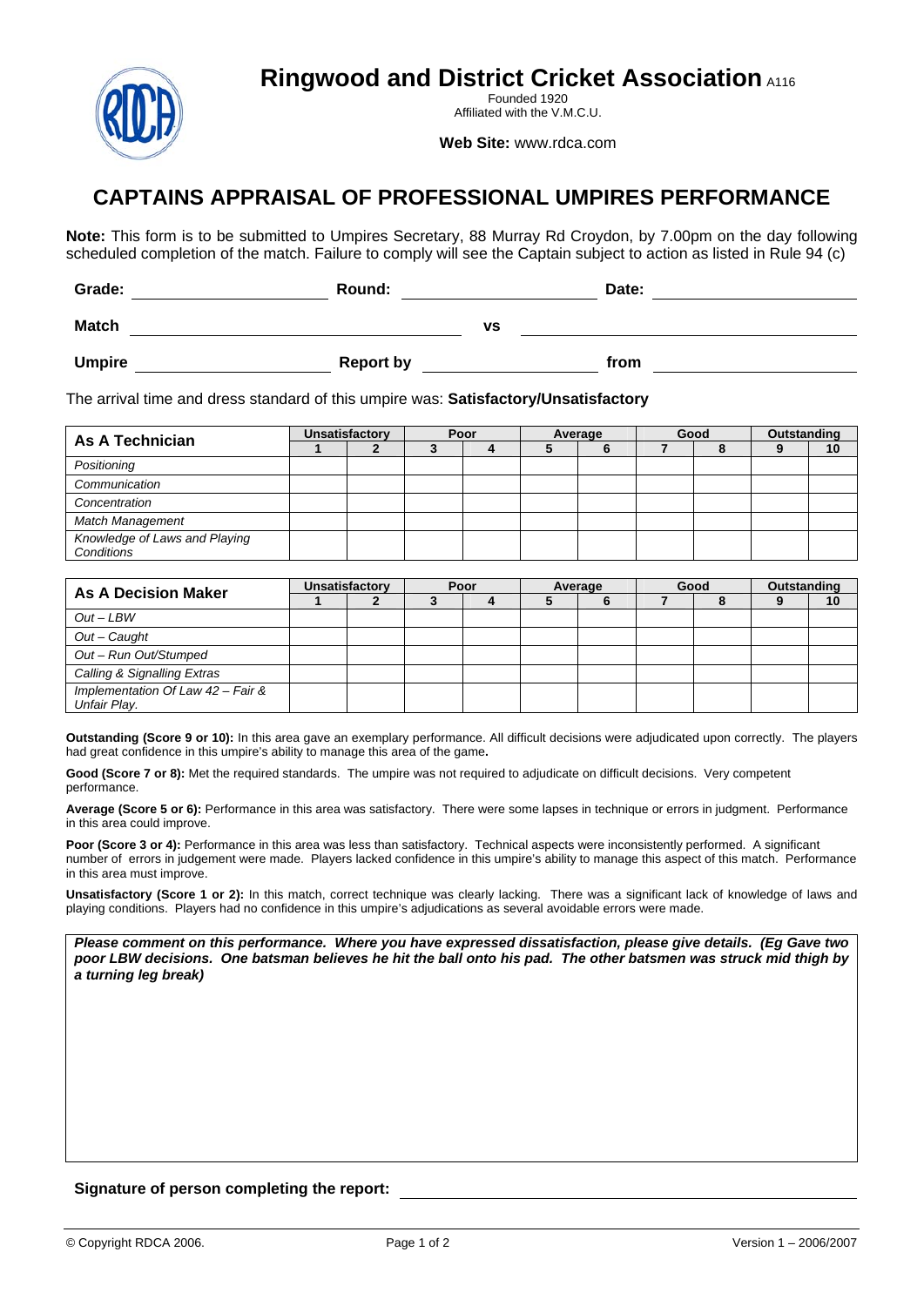# Ringwood and District Cricket Association A116

Founded 1920
Affiliated with the V.M.C.U.

**Web Site:** www.rdca.com

## CAPTAINS APPRAISAL OF PROFESSIONAL UMPIRES PERFORMANCE

**Note:** This form is to be submitted to Umpires Secretary, 88 Murray Rd Croydon, by 7.00pm on the day following scheduled completion of the match. Failure to comply will see the Captain subject to action as listed in Rule 94 (c)

**Grade:** ____________________ **Round:** ____________________ **Date:** ____________________

**Match** ______________________________ **vs** ______________________________

**Umpire** ____________________ **Report by** ____________________ **from** ____________________

The arrival time and dress standard of this umpire was: **Satisfactory/Unsatisfactory**

| **As A Technician** | **Unsatisfactory** | | **Poor** | | **Average** | | **Good** | | **Outstanding** | |
|---|---|---|---|---|---|---|---|---|---|---|
| | **1** | **2** | **3** | **4** | **5** | **6** | **7** | **8** | **9** | **10** |
| *Positioning* | | | | | | | | | | |
| *Communication* | | | | | | | | | | |
| *Concentration* | | | | | | | | | | |
| *Match Management* | | | | | | | | | | |
| *Knowledge of Laws and Playing Conditions* | | | | | | | | | | |

| **As A Decision Maker** | **Unsatisfactory** | | **Poor** | | **Average** | | **Good** | | **Outstanding** | |
|---|---|---|---|---|---|---|---|---|---|---|
| | **1** | **2** | **3** | **4** | **5** | **6** | **7** | **8** | **9** | **10** |
| *Out – LBW* | | | | | | | | | | |
| *Out – Caught* | | | | | | | | | | |
| *Out – Run Out/Stumped* | | | | | | | | | | |
| *Calling & Signalling Extras* | | | | | | | | | | |
| *Implementation Of Law 42 – Fair & Unfair Play.* | | | | | | | | | | |

**Outstanding (Score 9 or 10):** In this area gave an exemplary performance. All difficult decisions were adjudicated upon correctly. The players had great confidence in this umpire's ability to manage this area of the game**.**

**Good (Score 7 or 8):** Met the required standards. The umpire was not required to adjudicate on difficult decisions. Very competent performance.

**Average (Score 5 or 6):** Performance in this area was satisfactory. There were some lapses in technique or errors in judgment. Performance in this area could improve.

**Poor (Score 3 or 4):** Performance in this area was less than satisfactory. Technical aspects were inconsistently performed. A significant number of errors in judgement were made. Players lacked confidence in this umpire's ability to manage this aspect of this match. Performance in this area must improve.

**Unsatisfactory (Score 1 or 2):** In this match, correct technique was clearly lacking. There was a significant lack of knowledge of laws and playing conditions. Players had no confidence in this umpire's adjudications as several avoidable errors were made.

***Please comment on this performance. Where you have expressed dissatisfaction, please give details. (Eg Gave two poor LBW decisions. One batsman believes he hit the ball onto his pad. The other batsmen was struck mid thigh by a turning leg break)***

**Signature of person completing the report:** ______________________________

© Copyright RDCA 2006. Version 1 – 2006/2007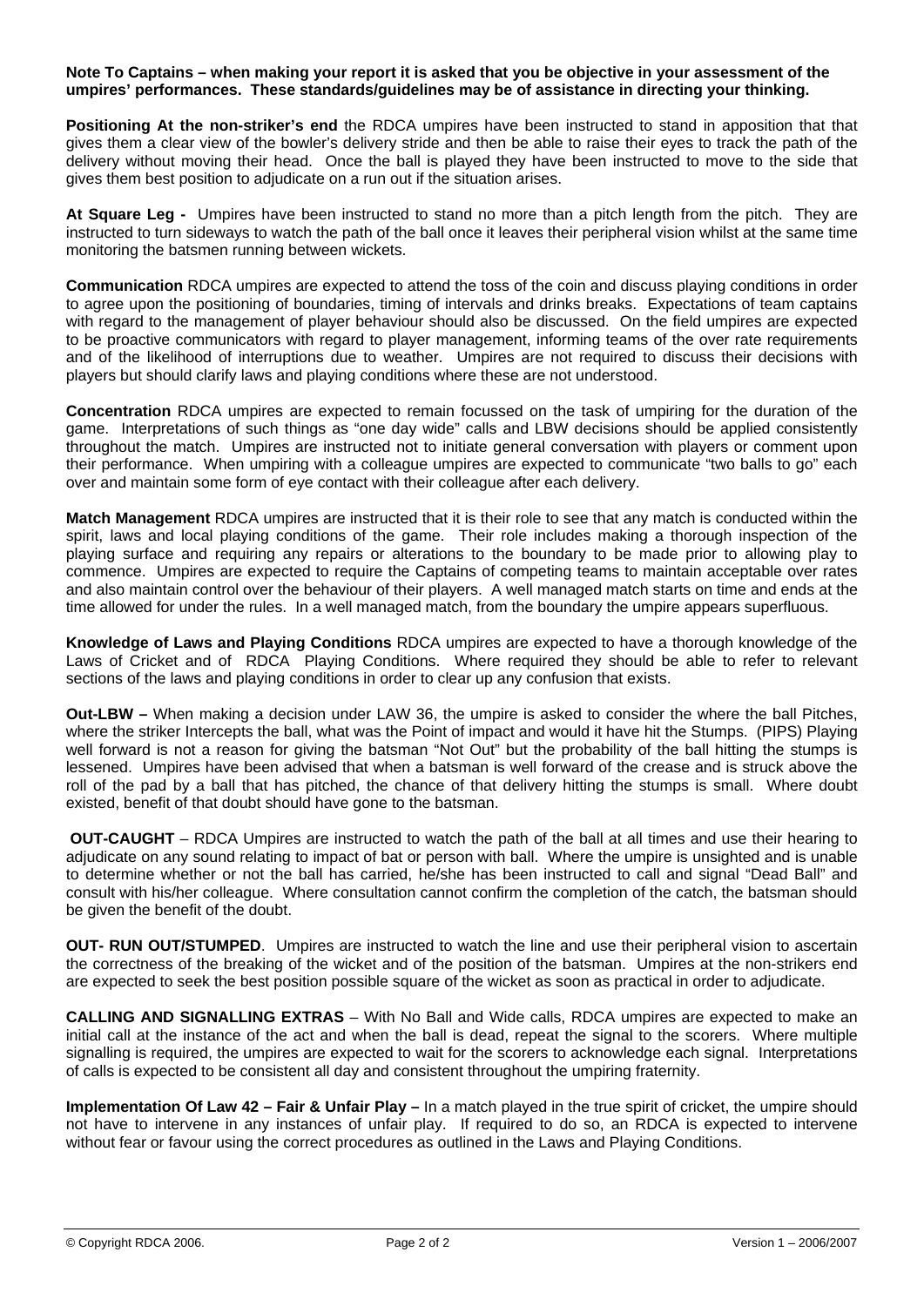**Note To Captains – when making your report it is asked that you be objective in your assessment of the umpires' performances. These standards/guidelines may be of assistance in directing your thinking.**

**Positioning At the non-striker's end** the RDCA umpires have been instructed to stand in apposition that that gives them a clear view of the bowler's delivery stride and then be able to raise their eyes to track the path of the delivery without moving their head. Once the ball is played they have been instructed to move to the side that gives them best position to adjudicate on a run out if the situation arises.

**At Square Leg -** Umpires have been instructed to stand no more than a pitch length from the pitch. They are instructed to turn sideways to watch the path of the ball once it leaves their peripheral vision whilst at the same time monitoring the batsmen running between wickets.

**Communication** RDCA umpires are expected to attend the toss of the coin and discuss playing conditions in order to agree upon the positioning of boundaries, timing of intervals and drinks breaks. Expectations of team captains with regard to the management of player behaviour should also be discussed. On the field umpires are expected to be proactive communicators with regard to player management, informing teams of the over rate requirements and of the likelihood of interruptions due to weather. Umpires are not required to discuss their decisions with players but should clarify laws and playing conditions where these are not understood.

**Concentration** RDCA umpires are expected to remain focussed on the task of umpiring for the duration of the game. Interpretations of such things as "one day wide" calls and LBW decisions should be applied consistently throughout the match. Umpires are instructed not to initiate general conversation with players or comment upon their performance. When umpiring with a colleague umpires are expected to communicate "two balls to go" each over and maintain some form of eye contact with their colleague after each delivery.

**Match Management** RDCA umpires are instructed that it is their role to see that any match is conducted within the spirit, laws and local playing conditions of the game. Their role includes making a thorough inspection of the playing surface and requiring any repairs or alterations to the boundary to be made prior to allowing play to commence. Umpires are expected to require the Captains of competing teams to maintain acceptable over rates and also maintain control over the behaviour of their players. A well managed match starts on time and ends at the time allowed for under the rules. In a well managed match, from the boundary the umpire appears superfluous.

**Knowledge of Laws and Playing Conditions** RDCA umpires are expected to have a thorough knowledge of the Laws of Cricket and of RDCA Playing Conditions. Where required they should be able to refer to relevant sections of the laws and playing conditions in order to clear up any confusion that exists.

**Out-LBW –** When making a decision under LAW 36, the umpire is asked to consider the where the ball Pitches, where the striker Intercepts the ball, what was the Point of impact and would it have hit the Stumps. (PIPS) Playing well forward is not a reason for giving the batsman "Not Out" but the probability of the ball hitting the stumps is lessened. Umpires have been advised that when a batsman is well forward of the crease and is struck above the roll of the pad by a ball that has pitched, the chance of that delivery hitting the stumps is small. Where doubt existed, benefit of that doubt should have gone to the batsman.

**OUT-CAUGHT** – RDCA Umpires are instructed to watch the path of the ball at all times and use their hearing to adjudicate on any sound relating to impact of bat or person with ball. Where the umpire is unsighted and is unable to determine whether or not the ball has carried, he/she has been instructed to call and signal "Dead Ball" and consult with his/her colleague. Where consultation cannot confirm the completion of the catch, the batsman should be given the benefit of the doubt.

**OUT- RUN OUT/STUMPED**. Umpires are instructed to watch the line and use their peripheral vision to ascertain the correctness of the breaking of the wicket and of the position of the batsman. Umpires at the non-strikers end are expected to seek the best position possible square of the wicket as soon as practical in order to adjudicate.

**CALLING AND SIGNALLING EXTRAS** – With No Ball and Wide calls, RDCA umpires are expected to make an initial call at the instance of the act and when the ball is dead, repeat the signal to the scorers. Where multiple signalling is required, the umpires are expected to wait for the scorers to acknowledge each signal. Interpretations of calls is expected to be consistent all day and consistent throughout the umpiring fraternity.

**Implementation Of Law 42 – Fair & Unfair Play –** In a match played in the true spirit of cricket, the umpire should not have to intervene in any instances of unfair play. If required to do so, an RDCA is expected to intervene without fear or favour using the correct procedures as outlined in the Laws and Playing Conditions.

© Copyright RDCA 2006. Version 1 – 2006/2007